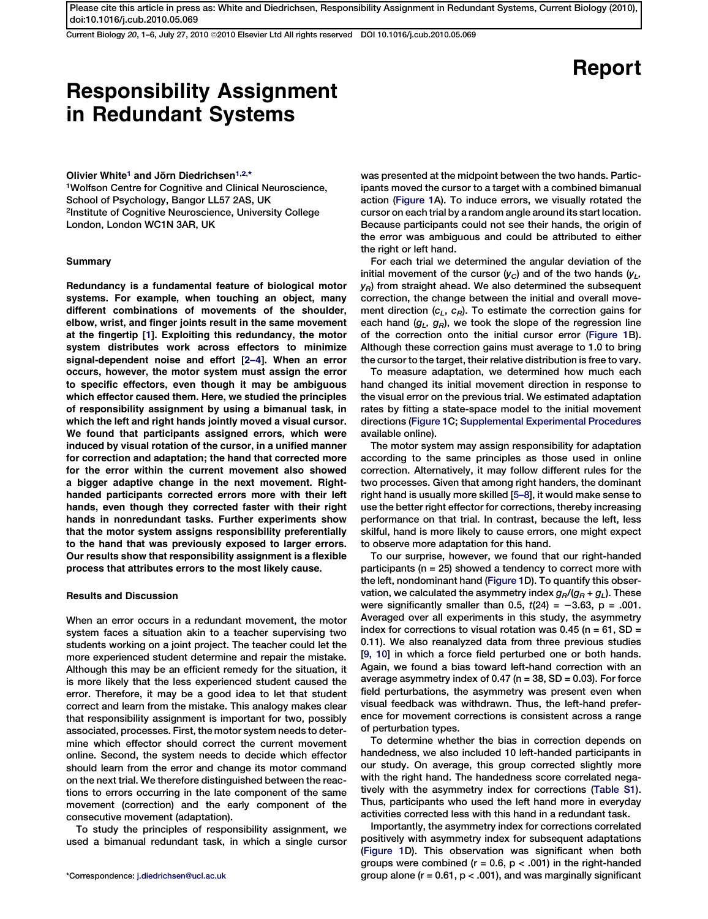Report

# Responsibility Assignment in Redundant Systems

Olivier White[1] and Jörn Diedrichsen[1,2,*]

[1]Wolfson Centre for Cognitive and Clinical Neuroscience, School of Psychology, Bangor LL57 2AS, UK

[2]Institute of Cognitive Neuroscience, University College London, London WC1N 3AR, UK

## Summary

**Redundancy is a fundamental feature of biological motor systems. For example, when touching an object, many different combinations of movements of the shoulder, elbow, wrist, and finger joints result in the same movement at the fingertip [1]. Exploiting this redundancy, the motor system distributes work across effectors to minimize signal-dependent noise and effort [2–4]. When an error occurs, however, the motor system must assign the error to specific effectors, even though it may be ambiguous which effector caused them. Here, we studied the principles of responsibility assignment by using a bimanual task, in which the left and right hands jointly moved a visual cursor. We found that participants assigned errors, which were induced by visual rotation of the cursor, in a unified manner for correction and adaptation; the hand that corrected more for the error within the current movement also showed a bigger adaptive change in the next movement. Right-handed participants corrected errors more with their left hands, even though they corrected faster with their right hands in nonredundant tasks. Further experiments show that the motor system assigns responsibility preferentially to the hand that was previously exposed to larger errors. Our results show that responsibility assignment is a flexible process that attributes errors to the most likely cause.**

## Results and Discussion

When an error occurs in a redundant movement, the motor system faces a situation akin to a teacher supervising two students working on a joint project. The teacher could let the more experienced student determine and repair the mistake. Although this may be an efficient remedy for the situation, it is more likely that the less experienced student caused the error. Therefore, it may be a good idea to let that student correct and learn from the mistake. This analogy makes clear that responsibility assignment is important for two, possibly associated, processes. First, the motor system needs to determine which effector should correct the current movement online. Second, the system needs to decide which effector should learn from the error and change its motor command on the next trial. We therefore distinguished between the reactions to errors occurring in the late component of the same movement (correction) and the early component of the consecutive movement (adaptation).

To study the principles of responsibility assignment, we used a bimanual redundant task, in which a single cursor was presented at the midpoint between the two hands. Participants moved the cursor to a target with a combined bimanual action (Figure 1A). To induce errors, we visually rotated the cursor on each trial by a random angle around its start location. Because participants could not see their hands, the origin of the error was ambiguous and could be attributed to either the right or left hand.

For each trial we determined the angular deviation of the initial movement of the cursor ($y_C$) and of the two hands ($y_L$, $y_R$) from straight ahead. We also determined the subsequent correction, the change between the initial and overall movement direction ($c_L$, $c_R$). To estimate the correction gains for each hand ($g_L$, $g_R$), we took the slope of the regression line of the correction onto the initial cursor error (Figure 1B). Although these correction gains must average to 1.0 to bring the cursor to the target, their relative distribution is free to vary.

To measure adaptation, we determined how much each hand changed its initial movement direction in response to the visual error on the previous trial. We estimated adaptation rates by fitting a state-space model to the initial movement directions (Figure 1C; Supplemental Experimental Procedures available online).

The motor system may assign responsibility for adaptation according to the same principles as those used in online correction. Alternatively, it may follow different rules for the two processes. Given that among right handers, the dominant right hand is usually more skilled [5–8], it would make sense to use the better right effector for corrections, thereby increasing performance on that trial. In contrast, because the left, less skilful, hand is more likely to cause errors, one might expect to observe more adaptation for this hand.

To our surprise, however, we found that our right-handed participants (n = 25) showed a tendency to correct more with the left, nondominant hand (Figure 1D). To quantify this observation, we calculated the asymmetry index $g_R/(g_R + g_L)$. These were significantly smaller than 0.5, $t(24) = -3.63$, $p = .001$. Averaged over all experiments in this study, the asymmetry index for corrections to visual rotation was 0.45 (n = 61, SD = 0.11). We also reanalyzed data from three previous studies [9, 10] in which a force field perturbed one or both hands. Again, we found a bias toward left-hand correction with an average asymmetry index of 0.47 (n = 38, SD = 0.03). For force field perturbations, the asymmetry was present even when visual feedback was withdrawn. Thus, the left-hand preference for movement corrections is consistent across a range of perturbation types.

To determine whether the bias in correction depends on handedness, we also included 10 left-handed participants in our study. On average, this group corrected slightly more with the right hand. The handedness score correlated negatively with the asymmetry index for corrections (Table S1). Thus, participants who used the left hand more in everyday activities corrected less with this hand in a redundant task.

Importantly, the asymmetry index for corrections correlated positively with asymmetry index for subsequent adaptations (Figure 1D). This observation was significant when both groups were combined ($r = 0.6$, $p < .001$) in the right-handed group alone ($r = 0.61$, $p < .001$), and was marginally significant

*Correspondence: j.diedrichsen@ucl.ac.uk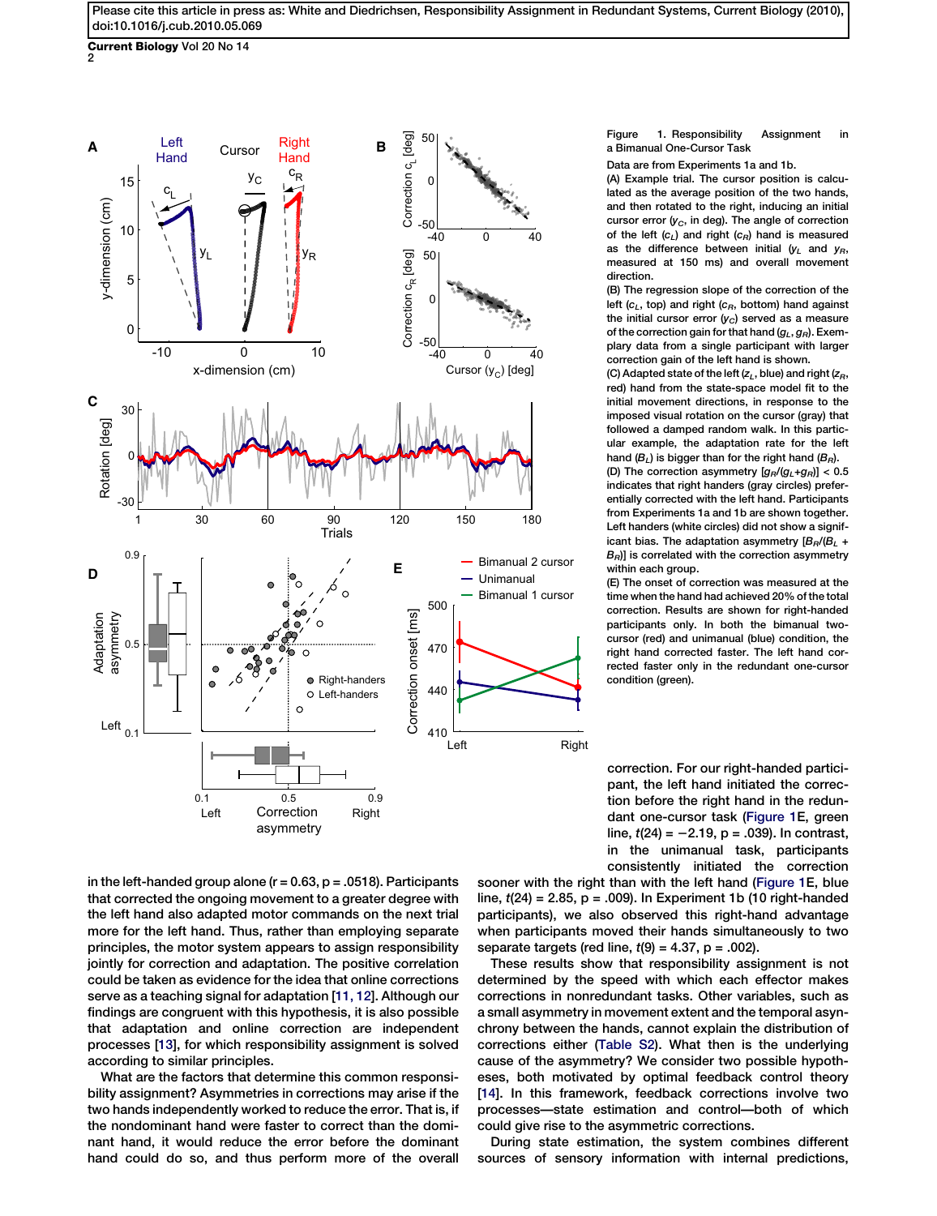Please cite this article in press as: White and Diedrichsen, Responsibility Assignment in Redundant Systems, Current Biology (2010), doi:10.1016/j.cub.2010.05.069

Figure 1. Responsibility Assignment in a Bimanual One-Cursor Task

Data are from Experiments 1a and 1b.

(A) Example trial. The cursor position is calculated as the average position of the two hands, and then rotated to the right, inducing an initial cursor error ($y_C$, in deg). The angle of correction of the left ($c_L$) and right ($c_R$) hand is measured as the difference between initial ($y_L$ and $y_R$, measured at 150 ms) and overall movement direction.

(B) The regression slope of the correction of the left ($c_L$, top) and right ($c_R$, bottom) hand against the initial cursor error ($y_C$) served as a measure of the correction gain for that hand ($g_L$, $g_R$). Exemplary data from a single participant with larger correction gain of the left hand is shown.

(C) Adapted state of the left ($z_L$, blue) and right ($z_R$, red) hand from the state-space model fit to the initial movement directions, in response to the imposed visual rotation on the cursor (gray) that followed a damped random walk. In this particular example, the adaptation rate for the left hand ($B_L$) is bigger than for the right hand ($B_R$).

(D) The correction asymmetry $[g_R/(g_L+g_R)] < 0.5$ indicates that right handers (gray circles) preferentially corrected with the left hand. Participants from Experiments 1a and 1b are shown together. Left handers (white circles) did not show a significant bias. The adaptation asymmetry $[B_R/(B_L + B_R)]$ is correlated with the correction asymmetry within each group.

(E) The onset of correction was measured at the time when the hand had achieved 20% of the total correction. Results are shown for right-handed participants only. In both the bimanual two-cursor (red) and unimanual (blue) condition, the right hand corrected faster. The left hand corrected faster only in the redundant one-cursor condition (green).

in the left-handed group alone (r = 0.63, p = .0518). Participants that corrected the ongoing movement to a greater degree with the left hand also adapted motor commands on the next trial more for the left hand. Thus, rather than employing separate principles, the motor system appears to assign responsibility jointly for correction and adaptation. The positive correlation could be taken as evidence for the idea that online corrections serve as a teaching signal for adaptation [11, 12]. Although our findings are congruent with this hypothesis, it is also possible that adaptation and online correction are independent processes [13], for which responsibility assignment is solved according to similar principles.

What are the factors that determine this common responsibility assignment? Asymmetries in corrections may arise if the two hands independently worked to reduce the error. That is, if the nondominant hand were faster to correct than the dominant hand, it would reduce the error before the dominant hand could do so, and thus perform more of the overall correction. For our right-handed participant, the left hand initiated the correction before the right hand in the redundant one-cursor task (Figure 1E, green line, $t(24) = -2.19$, p = .039). In contrast, in the unimanual task, participants consistently initiated the correction sooner with the right than with the left hand (Figure 1E, blue line, $t(24) = 2.85$, p = .009). In Experiment 1b (10 right-handed participants), we also observed this right-hand advantage when participants moved their hands simultaneously to two separate targets (red line, $t(9) = 4.37$, p = .002).

These results show that responsibility assignment is not determined by the speed with which each effector makes corrections in nonredundant tasks. Other variables, such as a small asymmetry in movement extent and the temporal asynchrony between the hands, cannot explain the distribution of corrections either (Table S2). What then is the underlying cause of the asymmetry? We consider two possible hypotheses, both motivated by optimal feedback control theory [14]. In this framework, feedback corrections involve two processes—state estimation and control—both of which could give rise to the asymmetric corrections.

During state estimation, the system combines different sources of sensory information with internal predictions,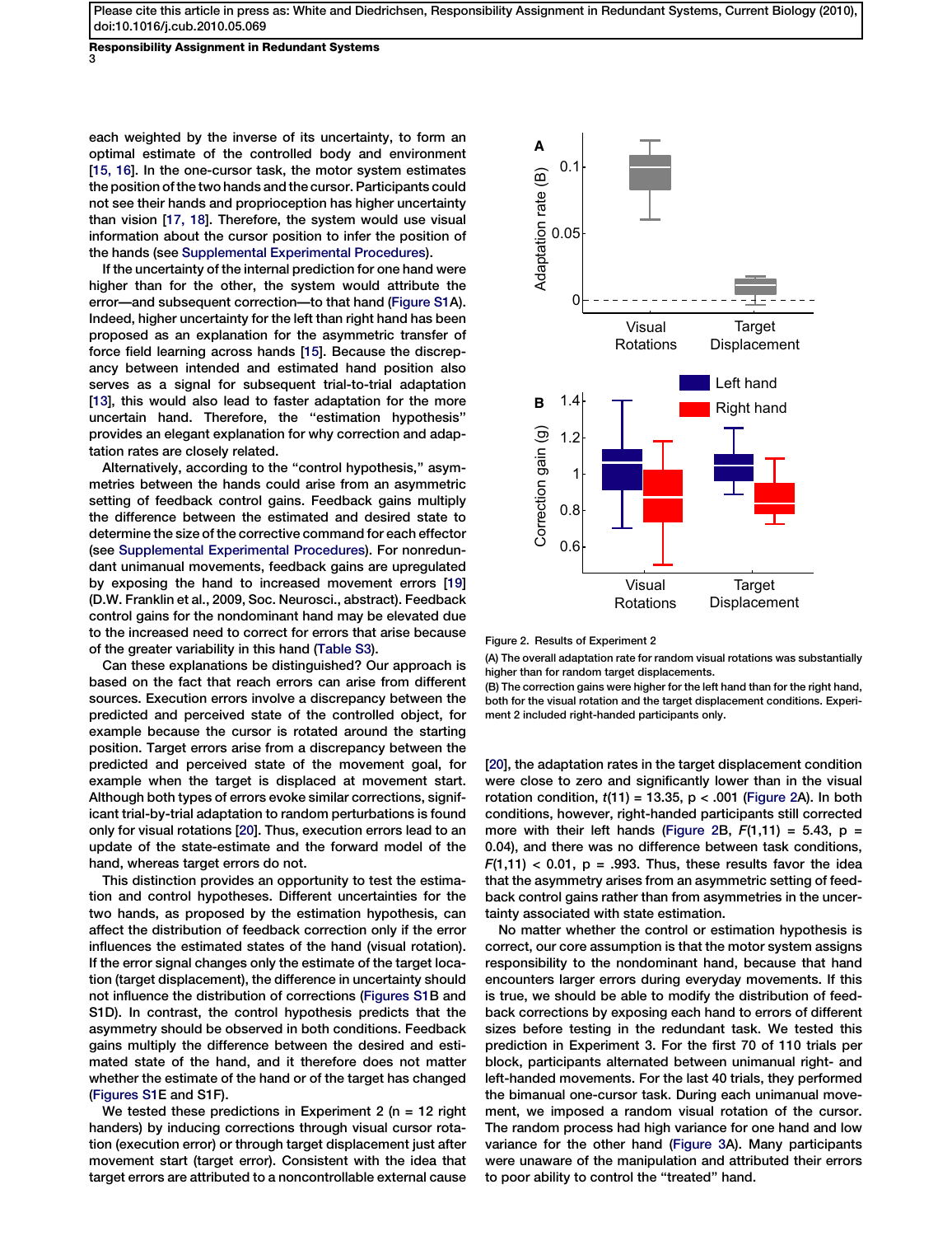each weighted by the inverse of its uncertainty, to form an optimal estimate of the controlled body and environment [15, 16]. In the one-cursor task, the motor system estimates the position of the two hands and the cursor. Participants could not see their hands and proprioception has higher uncertainty than vision [17, 18]. Therefore, the system would use visual information about the cursor position to infer the position of the hands (see Supplemental Experimental Procedures).

If the uncertainty of the internal prediction for one hand were higher than for the other, the system would attribute the error—and subsequent correction—to that hand (Figure S1A). Indeed, higher uncertainty for the left than right hand has been proposed as an explanation for the asymmetric transfer of force field learning across hands [15]. Because the discrepancy between intended and estimated hand position also serves as a signal for subsequent trial-to-trial adaptation [13], this would also lead to faster adaptation for the more uncertain hand. Therefore, the "estimation hypothesis" provides an elegant explanation for why correction and adaptation rates are closely related.

Alternatively, according to the "control hypothesis," asymmetries between the hands could arise from an asymmetric setting of feedback control gains. Feedback gains multiply the difference between the estimated and desired state to determine the size of the corrective command for each effector (see Supplemental Experimental Procedures). For nonredundant unimanual movements, feedback gains are upregulated by exposing the hand to increased movement errors [19] (D.W. Franklin et al., 2009, Soc. Neurosci., abstract). Feedback control gains for the nondominant hand may be elevated due to the increased need to correct for errors that arise because of the greater variability in this hand (Table S3).

Can these explanations be distinguished? Our approach is based on the fact that reach errors can arise from different sources. Execution errors involve a discrepancy between the predicted and perceived state of the controlled object, for example because the cursor is rotated around the starting position. Target errors arise from a discrepancy between the predicted and perceived state of the movement goal, for example when the target is displaced at movement start. Although both types of errors evoke similar corrections, significant trial-by-trial adaptation to random perturbations is found only for visual rotations [20]. Thus, execution errors lead to an update of the state-estimate and the forward model of the hand, whereas target errors do not.

This distinction provides an opportunity to test the estimation and control hypotheses. Different uncertainties for the two hands, as proposed by the estimation hypothesis, can affect the distribution of feedback correction only if the error influences the estimated states of the hand (visual rotation). If the error signal changes only the estimate of the target location (target displacement), the difference in uncertainty should not influence the distribution of corrections (Figures S1B and S1D). In contrast, the control hypothesis predicts that the asymmetry should be observed in both conditions. Feedback gains multiply the difference between the desired and estimated state of the hand, and it therefore does not matter whether the estimate of the hand or of the target has changed (Figures S1E and S1F).

We tested these predictions in Experiment 2 (n = 12 right handers) by inducing corrections through visual cursor rotation (execution error) or through target displacement just after movement start (target error). Consistent with the idea that target errors are attributed to a noncontrollable external cause [20], the adaptation rates in the target displacement condition were close to zero and significantly lower than in the visual rotation condition, $t(11) = 13.35$, $p < .001$ (Figure 2A). In both conditions, however, right-handed participants still corrected more with their left hands (Figure 2B, $F(1,11) = 5.43$, $p = 0.04$), and there was no difference between task conditions, $F(1,11) < 0.01$, $p = .993$. Thus, these results favor the idea that the asymmetry arises from an asymmetric setting of feedback control gains rather than from asymmetries in the uncertainty associated with state estimation.

Figure 2. Results of Experiment 2

(A) The overall adaptation rate for random visual rotations was substantially higher than for random target displacements.

(B) The correction gains were higher for the left hand than for the right hand, both for the visual rotation and the target displacement conditions. Experiment 2 included right-handed participants only.

No matter whether the control or estimation hypothesis is correct, our core assumption is that the motor system assigns responsibility to the nondominant hand, because that hand encounters larger errors during everyday movements. If this is true, we should be able to modify the distribution of feedback corrections by exposing each hand to errors of different sizes before testing in the redundant task. We tested this prediction in Experiment 3. For the first 70 of 110 trials per block, participants alternated between unimanual right- and left-handed movements. For the last 40 trials, they performed the bimanual one-cursor task. During each unimanual movement, we imposed a random visual rotation of the cursor. The random process had high variance for one hand and low variance for the other hand (Figure 3A). Many participants were unaware of the manipulation and attributed their errors to poor ability to control the "treated" hand.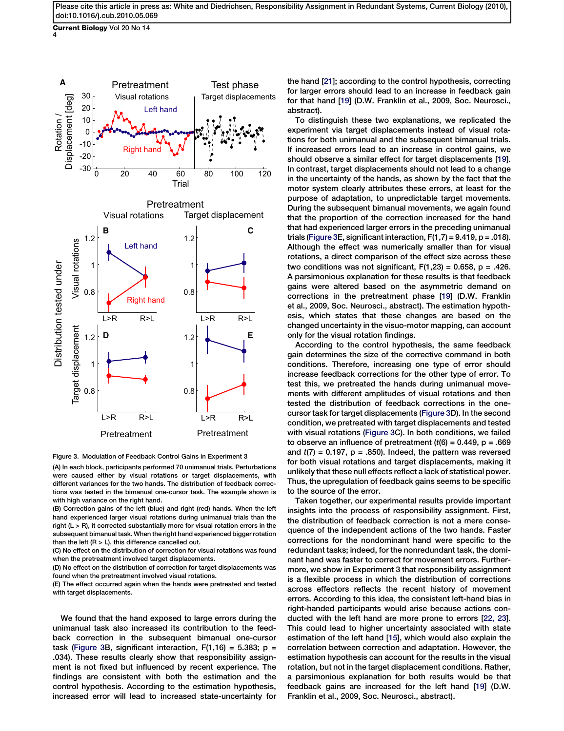Figure 3. Modulation of Feedback Control Gains in Experiment 3

(A) In each block, participants performed 70 unimanual trials. Perturbations were caused either by visual rotations or target displacements, with different variances for the two hands. The distribution of feedback corrections was tested in the bimanual one-cursor task. The example shown is with high variance on the right hand.

(B) Correction gains of the left (blue) and right (red) hands. When the left hand experienced larger visual rotations during unimanual trials than the right (L > R), it corrected substantially more for visual rotation errors in the subsequent bimanual task. When the right hand experienced bigger rotation than the left (R > L), this difference cancelled out.

(C) No effect on the distribution of correction for visual rotations was found when the pretreatment involved target displacements.

(D) No effect on the distribution of correction for target displacements was found when the pretreatment involved visual rotations.

(E) The effect occurred again when the hands were pretreated and tested with target displacements.

We found that the hand exposed to large errors during the unimanual task also increased its contribution to the feedback correction in the subsequent bimanual one-cursor task (Figure 3B, significant interaction, $F(1,16) = 5.383$; $p = .034$). These results clearly show that responsibility assignment is not fixed but influenced by recent experience. The findings are consistent with both the estimation and the control hypothesis. According to the estimation hypothesis, increased error will lead to increased state-uncertainty for the hand [21]; according to the control hypothesis, correcting for larger errors should lead to an increase in feedback gain for that hand [19] (D.W. Franklin et al., 2009, Soc. Neurosci., abstract).

To distinguish these two explanations, we replicated the experiment via target displacements instead of visual rotations for both unimanual and the subsequent bimanual trials. If increased errors lead to an increase in control gains, we should observe a similar effect for target displacements [19]. In contrast, target displacements should not lead to a change in the uncertainty of the hands, as shown by the fact that the motor system clearly attributes these errors, at least for the purpose of adaptation, to unpredictable target movements. During the subsequent bimanual movements, we again found that the proportion of the correction increased for the hand that had experienced larger errors in the preceding unimanual trials (Figure 3E, significant interaction, $F(1,7) = 9.419$, $p = .018$). Although the effect was numerically smaller than for visual rotations, a direct comparison of the effect size across these two conditions was not significant, $F(1,23) = 0.658$, $p = .426$. A parsimonious explanation for these results is that feedback gains were altered based on the asymmetric demand on corrections in the pretreatment phase [19] (D.W. Franklin et al., 2009, Soc. Neurosci., abstract). The estimation hypothesis, which states that these changes are based on the changed uncertainty in the visuo-motor mapping, can account only for the visual rotation findings.

According to the control hypothesis, the same feedback gain determines the size of the corrective command in both conditions. Therefore, increasing one type of error should increase feedback corrections for the other type of error. To test this, we pretreated the hands during unimanual movements with different amplitudes of visual rotations and then tested the distribution of feedback corrections in the one-cursor task for target displacements (Figure 3D). In the second condition, we pretreated with target displacements and tested with visual rotations (Figure 3C). In both conditions, we failed to observe an influence of pretreatment ($t(6) = 0.449$, $p = .669$ and $t(7) = 0.197$, $p = .850$). Indeed, the pattern was reversed for both visual rotations and target displacements, making it unlikely that these null effects reflect a lack of statistical power. Thus, the upregulation of feedback gains seems to be specific to the source of the error.

Taken together, our experimental results provide important insights into the process of responsibility assignment. First, the distribution of feedback correction is not a mere consequence of the independent actions of the two hands. Faster corrections for the nondominant hand were specific to the redundant tasks; indeed, for the nonredundant task, the dominant hand was faster to correct for movement errors. Furthermore, we show in Experiment 3 that responsibility assignment is a flexible process in which the distribution of corrections across effectors reflects the recent history of movement errors. According to this idea, the consistent left-hand bias in right-handed participants would arise because actions conducted with the left hand are more prone to errors [22, 23]. This could lead to higher uncertainty associated with state estimation of the left hand [15], which would also explain the correlation between correction and adaptation. However, the estimation hypothesis can account for the results in the visual rotation, but not in the target displacement conditions. Rather, a parsimonious explanation for both results would be that feedback gains are increased for the left hand [19] (D.W. Franklin et al., 2009, Soc. Neurosci., abstract).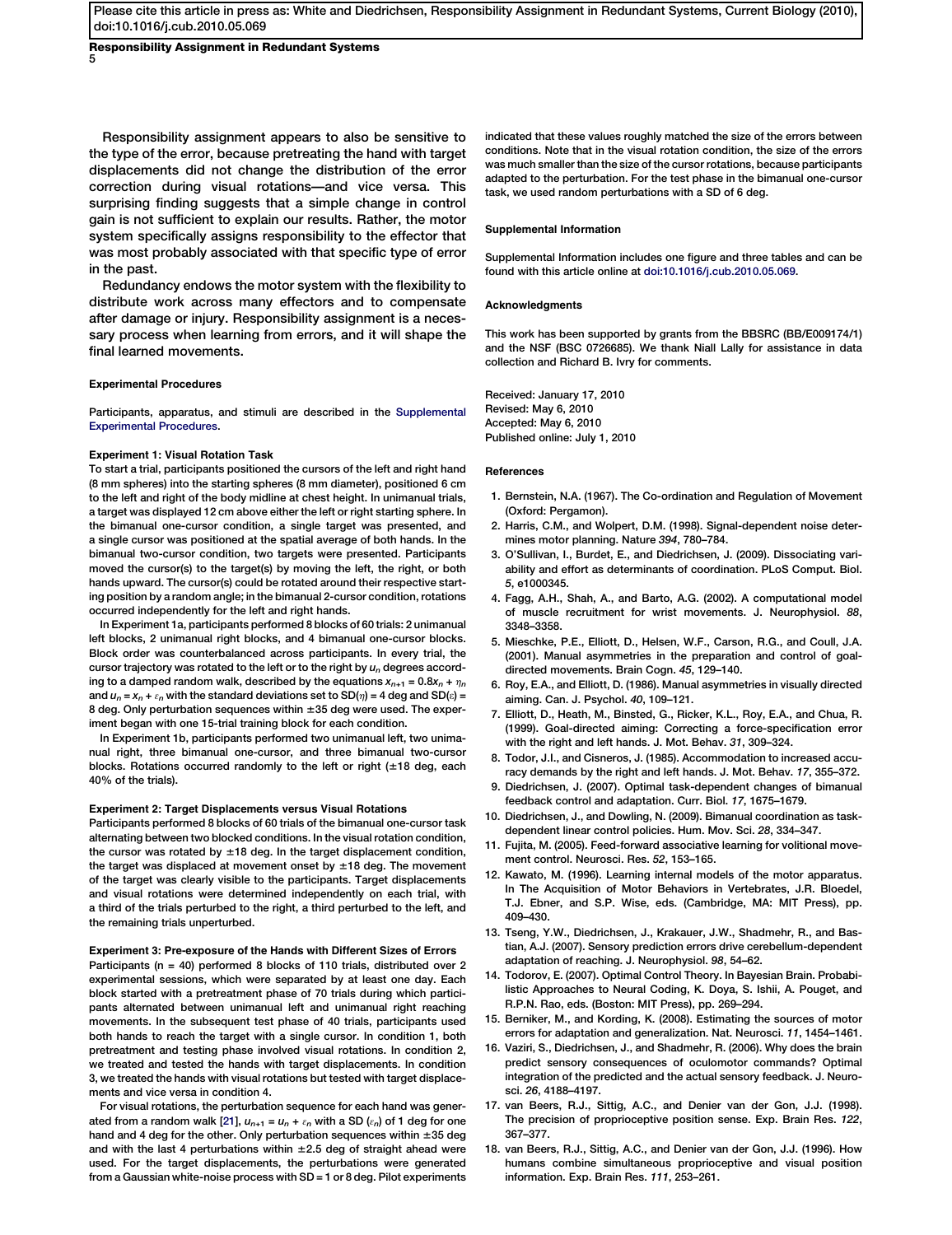Responsibility assignment appears to also be sensitive to the type of the error, because pretreating the hand with target displacements did not change the distribution of the error correction during visual rotations—and vice versa. This surprising finding suggests that a simple change in control gain is not sufficient to explain our results. Rather, the motor system specifically assigns responsibility to the effector that was most probably associated with that specific type of error in the past.

Redundancy endows the motor system with the flexibility to distribute work across many effectors and to compensate after damage or injury. Responsibility assignment is a necessary process when learning from errors, and it will shape the final learned movements.

### Experimental Procedures

Participants, apparatus, and stimuli are described in the Supplemental Experimental Procedures.

#### Experiment 1: Visual Rotation Task

To start a trial, participants positioned the cursors of the left and right hand (8 mm spheres) into the starting spheres (8 mm diameter), positioned 6 cm to the left and right of the body midline at chest height. In unimanual trials, a target was displayed 12 cm above either the left or right starting sphere. In the bimanual one-cursor condition, a single target was presented, and a single cursor was positioned at the spatial average of both hands. In the bimanual two-cursor condition, two targets were presented. Participants moved the cursor(s) to the target(s) by moving the left, the right, or both hands upward. The cursor(s) could be rotated around their respective starting position by a random angle; in the bimanual 2-cursor condition, rotations occurred independently for the left and right hands.

In Experiment 1a, participants performed 8 blocks of 60 trials: 2 unimanual left blocks, 2 unimanual right blocks, and 4 bimanual one-cursor blocks. Block order was counterbalanced across participants. In every trial, the cursor trajectory was rotated to the left or to the right by $u_n$ degrees according to a damped random walk, described by the equations $x_{n+1} = 0.8x_n + \eta_n$ and $u_n = x_n + \varepsilon_n$ with the standard deviations set to SD($\eta$) = 4 deg and SD($\varepsilon$) = 8 deg. Only perturbation sequences within ±35 deg were used. The experiment began with one 15-trial training block for each condition.

In Experiment 1b, participants performed two unimanual left, two unimanual right, three bimanual one-cursor, and three bimanual two-cursor blocks. Rotations occurred randomly to the left or right (±18 deg, each 40% of the trials).

#### Experiment 2: Target Displacements versus Visual Rotations

Participants performed 8 blocks of 60 trials of the bimanual one-cursor task alternating between two blocked conditions. In the visual rotation condition, the cursor was rotated by ±18 deg. In the target displacement condition, the target was displaced at movement onset by ±18 deg. The movement of the target was clearly visible to the participants. Target displacements and visual rotations were determined independently on each trial, with a third of the trials perturbed to the right, a third perturbed to the left, and the remaining trials unperturbed.

#### Experiment 3: Pre-exposure of the Hands with Different Sizes of Errors

Participants (n = 40) performed 8 blocks of 110 trials, distributed over 2 experimental sessions, which were separated by at least one day. Each block started with a pretreatment phase of 70 trials during which participants alternated between unimanual left and unimanual right reaching movements. In the subsequent test phase of 40 trials, participants used both hands to reach the target with a single cursor. In condition 1, both pretreatment and testing phase involved visual rotations. In condition 2, we treated and tested the hands with target displacements. In condition 3, we treated the hands with visual rotations but tested with target displacements and vice versa in condition 4.

For visual rotations, the perturbation sequence for each hand was generated from a random walk [21], $u_{n+1} = u_n + \varepsilon_n$ with a SD ($\varepsilon_n$) of 1 deg for one hand and 4 deg for the other. Only perturbation sequences within ±35 deg and with the last 4 perturbations within ±2.5 deg of straight ahead were used. For the target displacements, the perturbations were generated from a Gaussian white-noise process with SD = 1 or 8 deg. Pilot experiments indicated that these values roughly matched the size of the errors between conditions. Note that in the visual rotation condition, the size of the errors was much smaller than the size of the cursor rotations, because participants adapted to the perturbation. For the test phase in the bimanual one-cursor task, we used random perturbations with a SD of 6 deg.

### Supplemental Information

Supplemental Information includes one figure and three tables and can be found with this article online at doi:10.1016/j.cub.2010.05.069.

### Acknowledgments

This work has been supported by grants from the BBSRC (BB/E009174/1) and the NSF (BSC 0726685). We thank Niall Lally for assistance in data collection and Richard B. Ivry for comments.

Received: January 17, 2010
Revised: May 6, 2010
Accepted: May 6, 2010
Published online: July 1, 2010

### References

1. Bernstein, N.A. (1967). The Co-ordination and Regulation of Movement (Oxford: Pergamon).
2. Harris, C.M., and Wolpert, D.M. (1998). Signal-dependent noise determines motor planning. Nature *394*, 780–784.
3. O'Sullivan, I., Burdet, E., and Diedrichsen, J. (2009). Dissociating variability and effort as determinants of coordination. PLoS Comput. Biol. *5*, e1000345.
4. Fagg, A.H., Shah, A., and Barto, A.G. (2002). A computational model of muscle recruitment for wrist movements. J. Neurophysiol. *88*, 3348–3358.
5. Mieschke, P.E., Elliott, D., Helsen, W.F., Carson, R.G., and Coull, J.A. (2001). Manual asymmetries in the preparation and control of goal-directed movements. Brain Cogn. *45*, 129–140.
6. Roy, E.A., and Elliott, D. (1986). Manual asymmetries in visually directed aiming. Can. J. Psychol. *40*, 109–121.
7. Elliott, D., Heath, M., Binsted, G., Ricker, K.L., Roy, E.A., and Chua, R. (1999). Goal-directed aiming: Correcting a force-specification error with the right and left hands. J. Mot. Behav. *31*, 309–324.
8. Todor, J.I., and Cisneros, J. (1985). Accommodation to increased accuracy demands by the right and left hands. J. Mot. Behav. *17*, 355–372.
9. Diedrichsen, J. (2007). Optimal task-dependent changes of bimanual feedback control and adaptation. Curr. Biol. *17*, 1675–1679.
10. Diedrichsen, J., and Dowling, N. (2009). Bimanual coordination as task-dependent linear control policies. Hum. Mov. Sci. *28*, 334–347.
11. Fujita, M. (2005). Feed-forward associative learning for volitional movement control. Neurosci. Res. *52*, 153–165.
12. Kawato, M. (1996). Learning internal models of the motor apparatus. In The Acquisition of Motor Behaviors in Vertebrates, J.R. Bloedel, T.J. Ebner, and S.P. Wise, eds. (Cambridge, MA: MIT Press), pp. 409–430.
13. Tseng, Y.W., Diedrichsen, J., Krakauer, J.W., Shadmehr, R., and Bastian, A.J. (2007). Sensory prediction errors drive cerebellum-dependent adaptation of reaching. J. Neurophysiol. *98*, 54–62.
14. Todorov, E. (2007). Optimal Control Theory. In Bayesian Brain. Probabilistic Approaches to Neural Coding, K. Doya, S. Ishii, A. Pouget, and R.P.N. Rao, eds. (Boston: MIT Press), pp. 269–294.
15. Berniker, M., and Kording, K. (2008). Estimating the sources of motor errors for adaptation and generalization. Nat. Neurosci. *11*, 1454–1461.
16. Vaziri, S., Diedrichsen, J., and Shadmehr, R. (2006). Why does the brain predict sensory consequences of oculomotor commands? Optimal integration of the predicted and the actual sensory feedback. J. Neurosci. *26*, 4188–4197.
17. van Beers, R.J., Sittig, A.C., and Denier van der Gon, J.J. (1998). The precision of proprioceptive position sense. Exp. Brain Res. *122*, 367–377.
18. van Beers, R.J., Sittig, A.C., and Denier van der Gon, J.J. (1996). How humans combine simultaneous proprioceptive and visual position information. Exp. Brain Res. *111*, 253–261.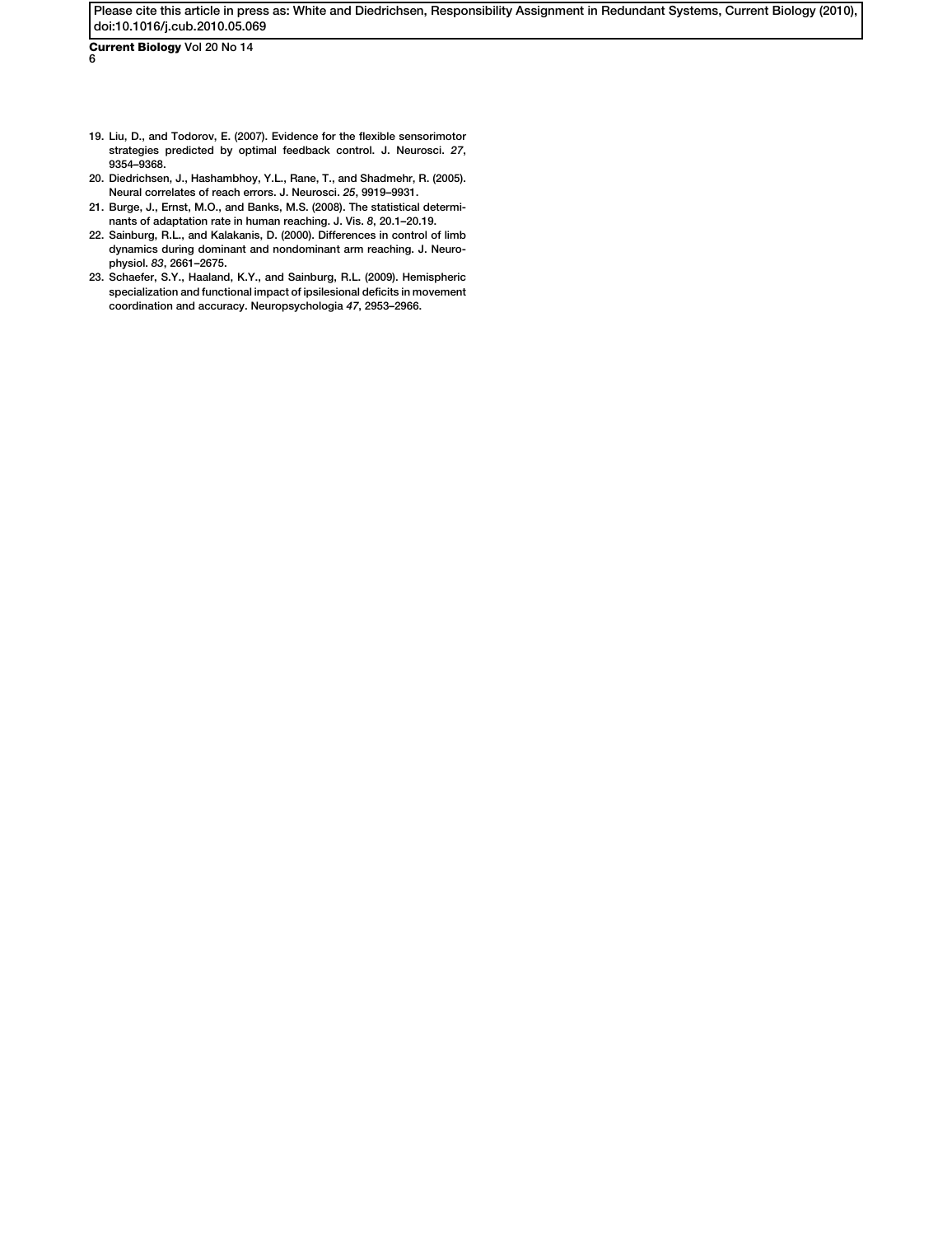19. Liu, D., and Todorov, E. (2007). Evidence for the flexible sensorimotor strategies predicted by optimal feedback control. J. Neurosci. *27*, 9354–9368.
20. Diedrichsen, J., Hashambhoy, Y.L., Rane, T., and Shadmehr, R. (2005). Neural correlates of reach errors. J. Neurosci. *25*, 9919–9931.
21. Burge, J., Ernst, M.O., and Banks, M.S. (2008). The statistical determinants of adaptation rate in human reaching. J. Vis. *8*, 20.1–20.19.
22. Sainburg, R.L., and Kalakanis, D. (2000). Differences in control of limb dynamics during dominant and nondominant arm reaching. J. Neurophysiol. *83*, 2661–2675.
23. Schaefer, S.Y., Haaland, K.Y., and Sainburg, R.L. (2009). Hemispheric specialization and functional impact of ipsilesional deficits in movement coordination and accuracy. Neuropsychologia *47*, 2953–2966.